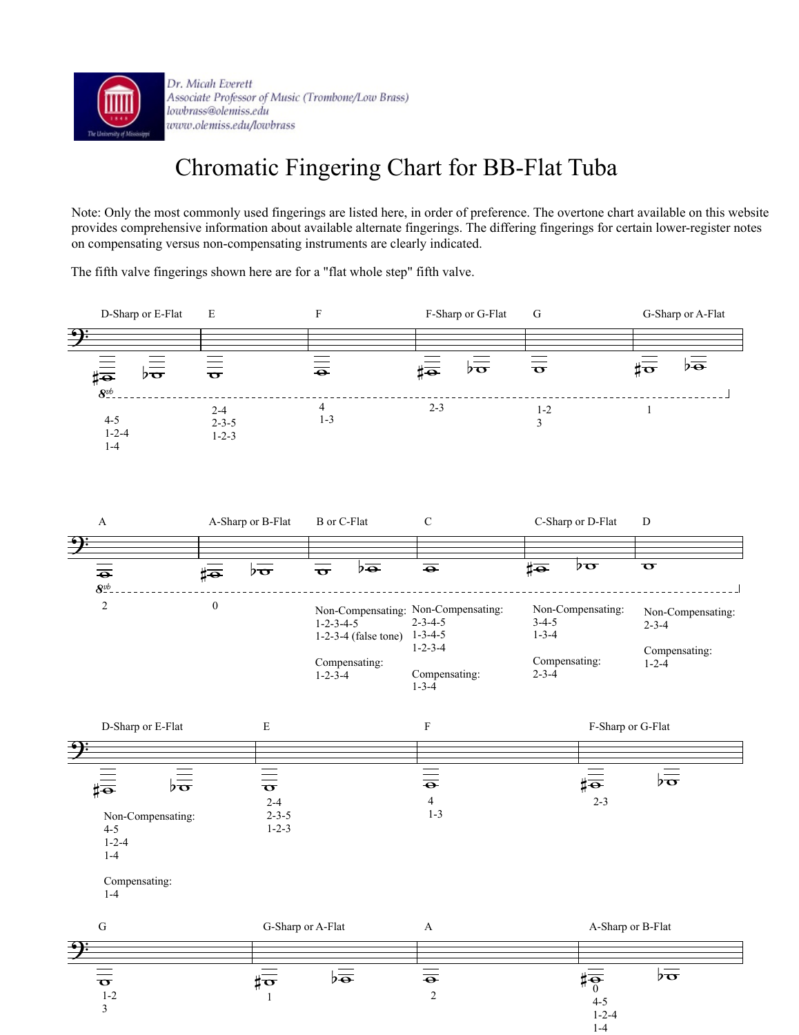Dr. Micah Everett
Associate Professor of Music (Trombone/Low Brass)
lowbrass@olemiss.edu
www.olemiss.edu/lowbrass

# Chromatic Fingering Chart for BB-Flat Tuba

Note: Only the most commonly used fingerings are listed here, in order of preference. The overtone chart available on this website provides comprehensive information about available alternate fingerings. The differing fingerings for certain lower-register notes on compensating versus non-compensating instruments are clearly indicated.

The fifth valve fingerings shown here are for a "flat whole step" fifth valve.

**8vb:**

| D-Sharp or E-Flat | E | F | F-Sharp or G-Flat | G | G-Sharp or A-Flat |
|---|---|---|---|---|---|
| 4-5<br>1-2-4<br>1-4 | 2-4<br>2-3-5<br>1-2-3 | 4<br>1-3 | 2-3 | 1-2<br>3 | 1 |

**8vb:**

| A | A-Sharp or B-Flat | B or C-Flat | C | C-Sharp or D-Flat | D |
|---|---|---|---|---|---|
| 2 | 0 | Non-Compensating:<br>1-2-3-4-5<br>1-2-3-4 (false tone)<br><br>Compensating:<br>1-2-3-4 | Non-Compensating:<br>2-3-4-5<br>1-3-4-5<br>1-2-3-4<br><br>Compensating:<br>1-3-4 | Non-Compensating:<br>3-4-5<br>1-3-4<br><br>Compensating:<br>2-3-4 | Non-Compensating:<br>2-3-4<br><br>Compensating:<br>1-2-4 |

| D-Sharp or E-Flat | E | F | F-Sharp or G-Flat |
|---|---|---|---|
| Non-Compensating:<br>4-5<br>1-2-4<br>1-4<br><br>Compensating:<br>1-4 | 2-4<br>2-3-5<br>1-2-3 | 4<br>1-3 | 2-3 |

| G | G-Sharp or A-Flat | A | A-Sharp or B-Flat |
|---|---|---|---|
| 1-2<br>3 | 1 | 2 | 0<br>4-5<br>1-2-4<br>1-4 |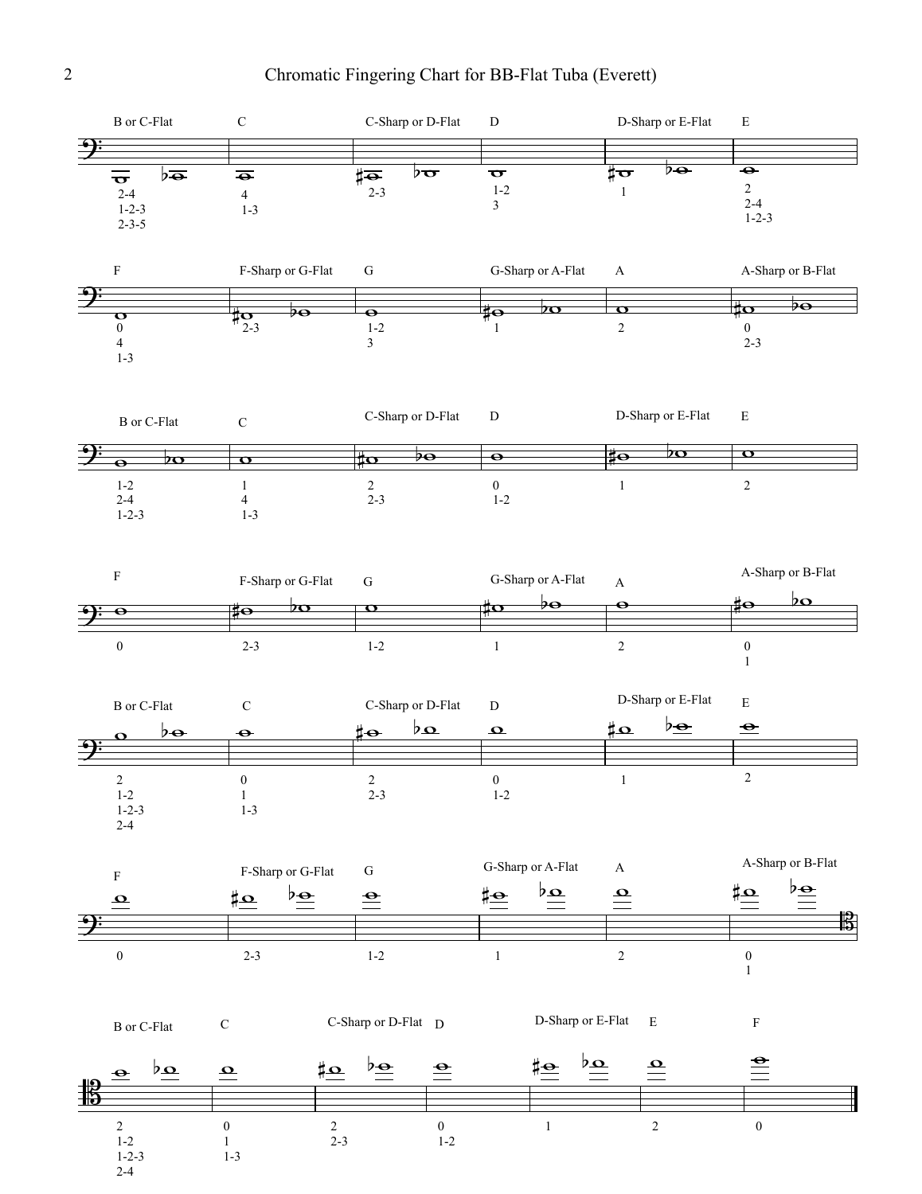| B or C-Flat | C | C-Sharp or D-Flat | D | D-Sharp or E-Flat | E |
|---|---|---|---|---|---|
| 2-4<br>1-2-3<br>2-3-5 | 4<br>1-3 | 2-3 | 1-2<br>3 | 1 | 2<br>2-4<br>1-2-3 |

| F | F-Sharp or G-Flat | G | G-Sharp or A-Flat | A | A-Sharp or B-Flat |
|---|---|---|---|---|---|
| 0<br>4<br>1-3 | 2-3 | 1-2<br>3 | 1 | 2 | 0<br>2-3 |

| B or C-Flat | C | C-Sharp or D-Flat | D | D-Sharp or E-Flat | E |
|---|---|---|---|---|---|
| 1-2<br>2-4<br>1-2-3 | 1<br>4<br>1-3 | 2<br>2-3 | 0<br>1-2 | 1 | 2 |

| F | F-Sharp or G-Flat | G | G-Sharp or A-Flat | A | A-Sharp or B-Flat |
|---|---|---|---|---|---|
| 0 | 2-3 | 1-2 | 1 | 2 | 0<br>1 |

| B or C-Flat | C | C-Sharp or D-Flat | D | D-Sharp or E-Flat | E |
|---|---|---|---|---|---|
| 2<br>1-2<br>1-2-3<br>2-4 | 0<br>1<br>1-3 | 2<br>2-3 | 0<br>1-2 | 1 | 2 |

| F | F-Sharp or G-Flat | G | G-Sharp or A-Flat | A | A-Sharp or B-Flat |
|---|---|---|---|---|---|
| 0 | 2-3 | 1-2 | 1 | 2 | 0<br>1 |

| B or C-Flat | C | C-Sharp or D-Flat | D | D-Sharp or E-Flat | E | F |
|---|---|---|---|---|---|---|
| 2<br>1-2<br>1-2-3<br>2-4 | 0<br>1<br>1-3 | 2<br>2-3 | 0<br>1-2 | 1 | 2 | 0 |